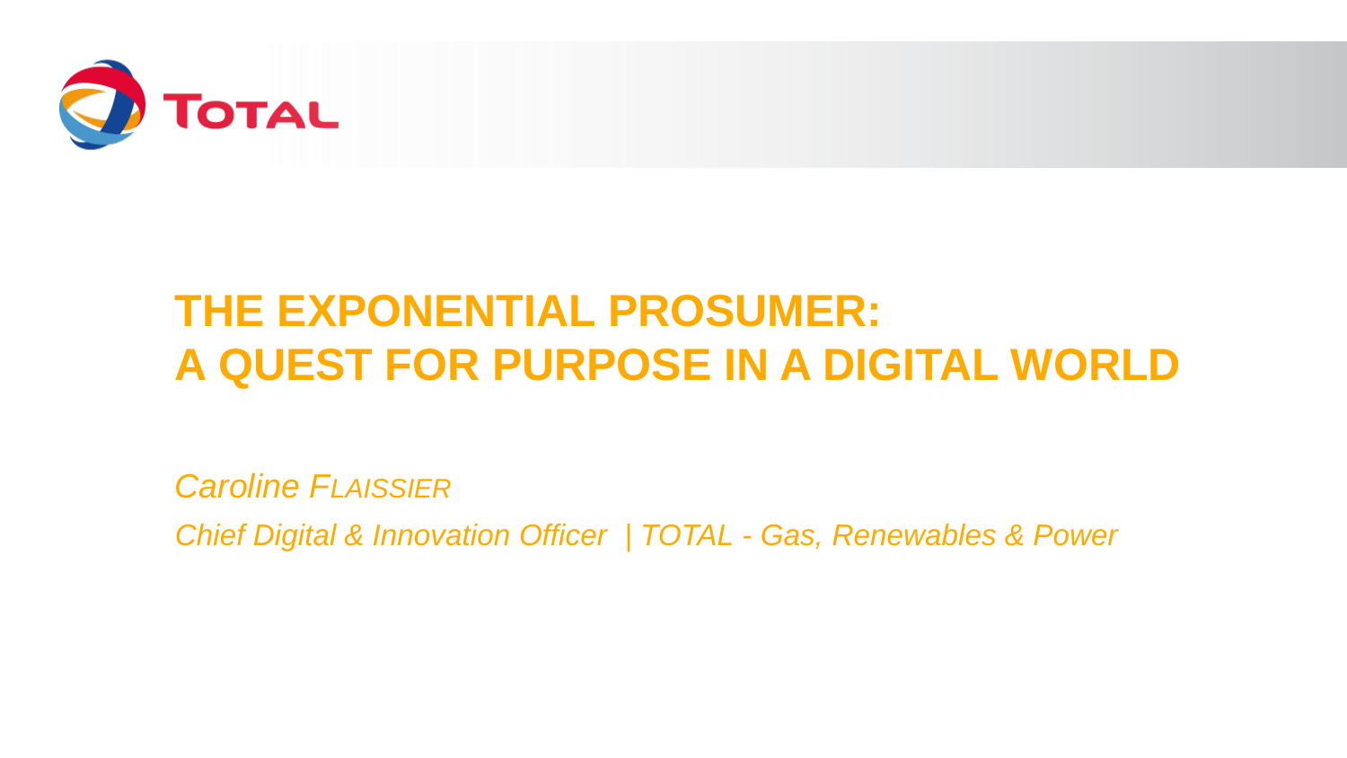# THE EXPONENTIAL PROSUMER: A QUEST FOR PURPOSE IN A DIGITAL WORLD

*Caroline FLAISSIER*

*Chief Digital & Innovation Officer | TOTAL - Gas, Renewables & Power*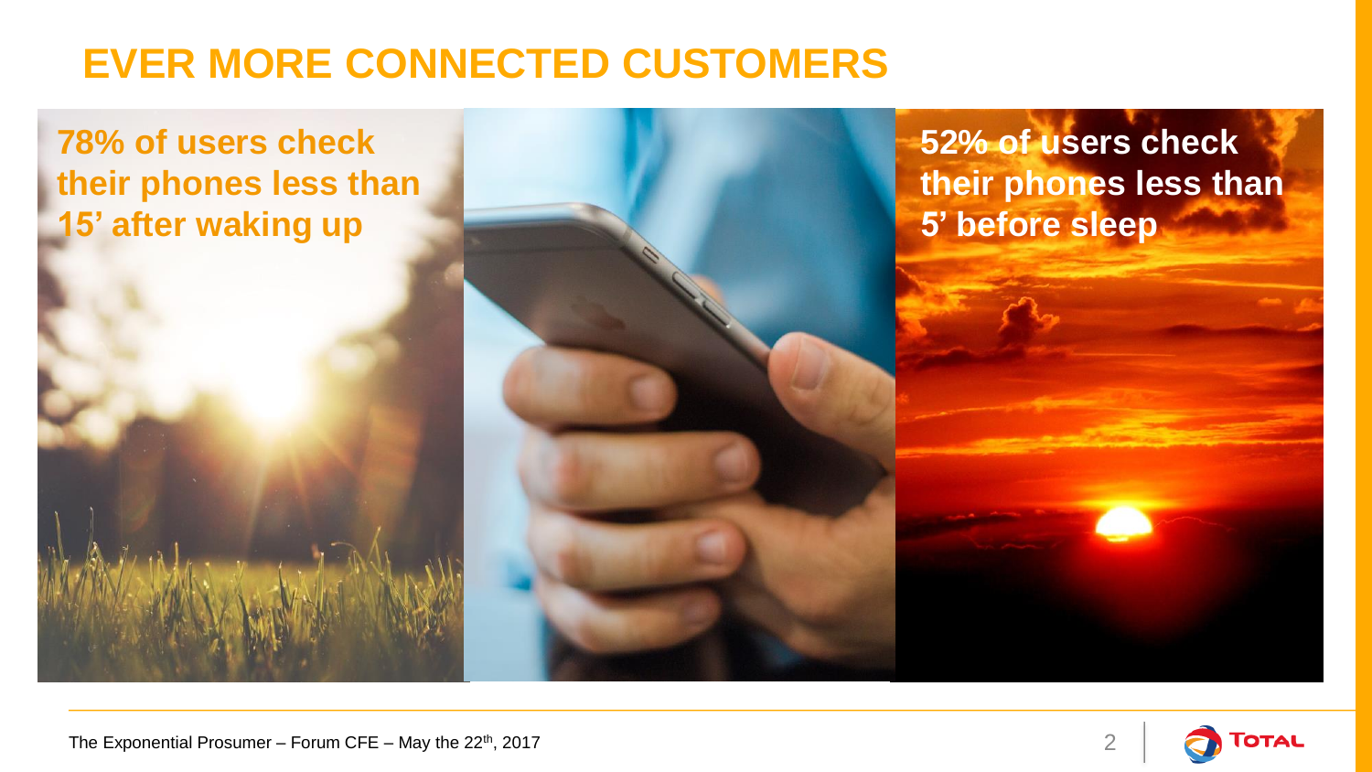# EVER MORE CONNECTED CUSTOMERS

**78% of users check their phones less than 15' after waking up**

**52% of users check their phones less than 5' before sleep**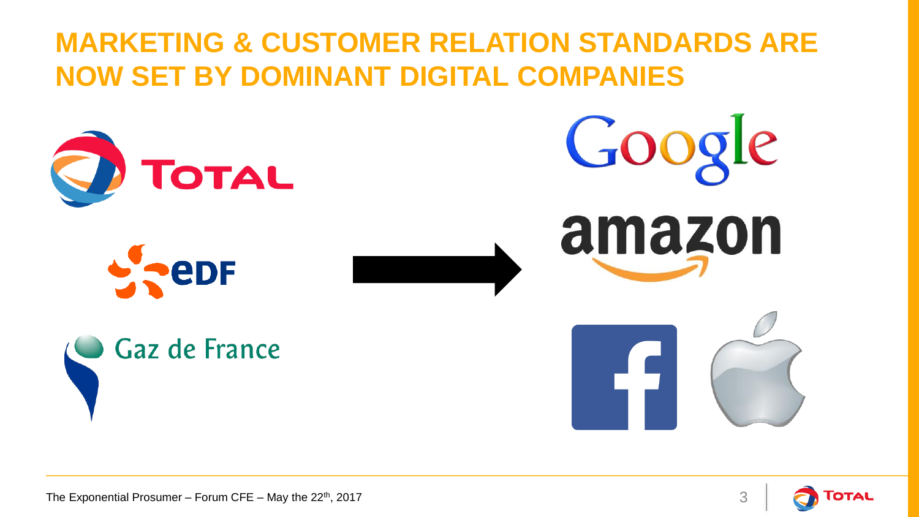# MARKETING & CUSTOMER RELATION STANDARDS ARE NOW SET BY DOMINANT DIGITAL COMPANIES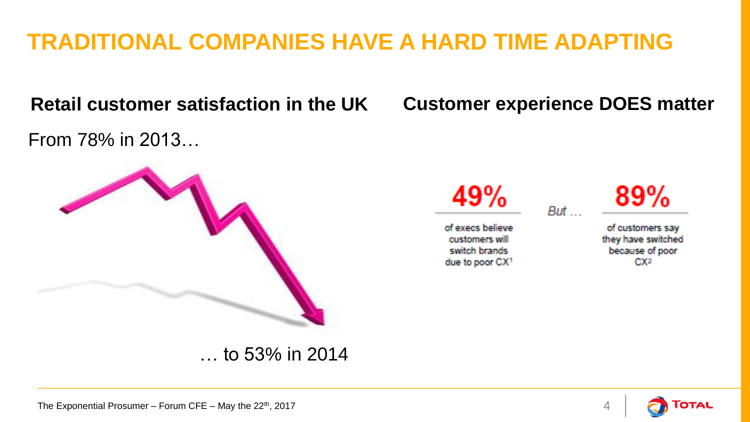# TRADITIONAL COMPANIES HAVE A HARD TIME ADAPTING

## Retail customer satisfaction in the UK

From 78% in 2013…

… to 53% in 2014

## Customer experience DOES matter

**49%**

of execs believe customers will switch brands due to poor CX[1]

*But …*

**89%**

of customers say they have switched because of poor CX[2]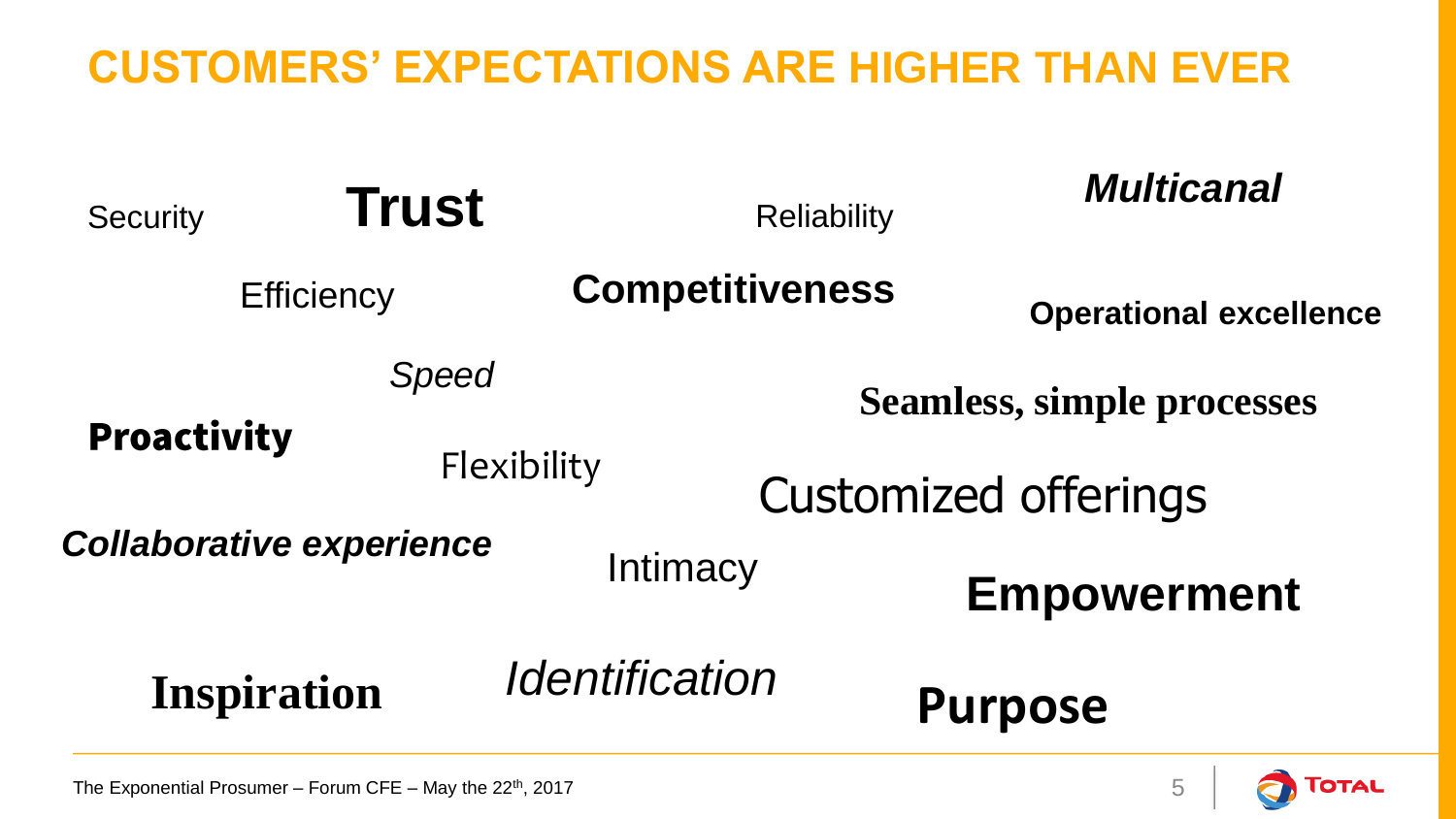# CUSTOMERS' EXPECTATIONS ARE HIGHER THAN EVER

Security

**Trust**

Reliability

***Multicanal***

Efficiency

**Competitiveness**

**Operational excellence**

*Speed*

**Seamless, simple processes**

**Proactivity**

Flexibility

Customized offerings

***Collaborative experience***

Intimacy

**Empowerment**

**Inspiration**

*Identification*

**Purpose**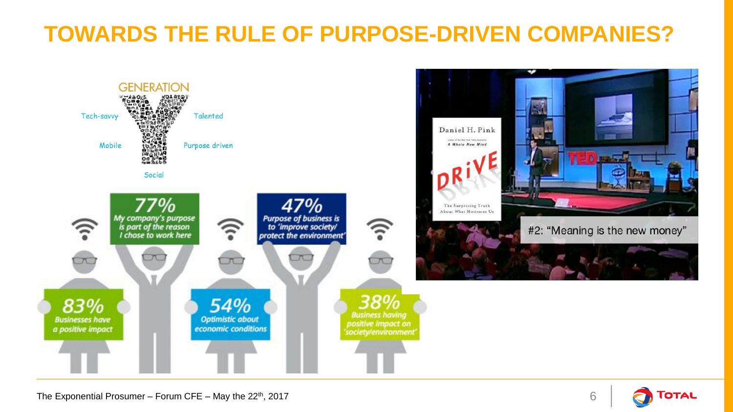# TOWARDS THE RULE OF PURPOSE-DRIVEN COMPANIES?

GENERATION Y

- Tech-savvy
- Talented
- Mobile
- Purpose driven
- Social

- **77%** My company's purpose is part of the reason I chose to work here
- **47%** Purpose of business is to 'improve society/ protect the environment'
- **83%** Businesses have a positive impact
- **54%** Optimistic about economic conditions
- **38%** Business having positive impact on 'society/environment'

Daniel H. Pink — DRIVE — The Surprising Truth About What Motivates Us

#2: "Meaning is the new money"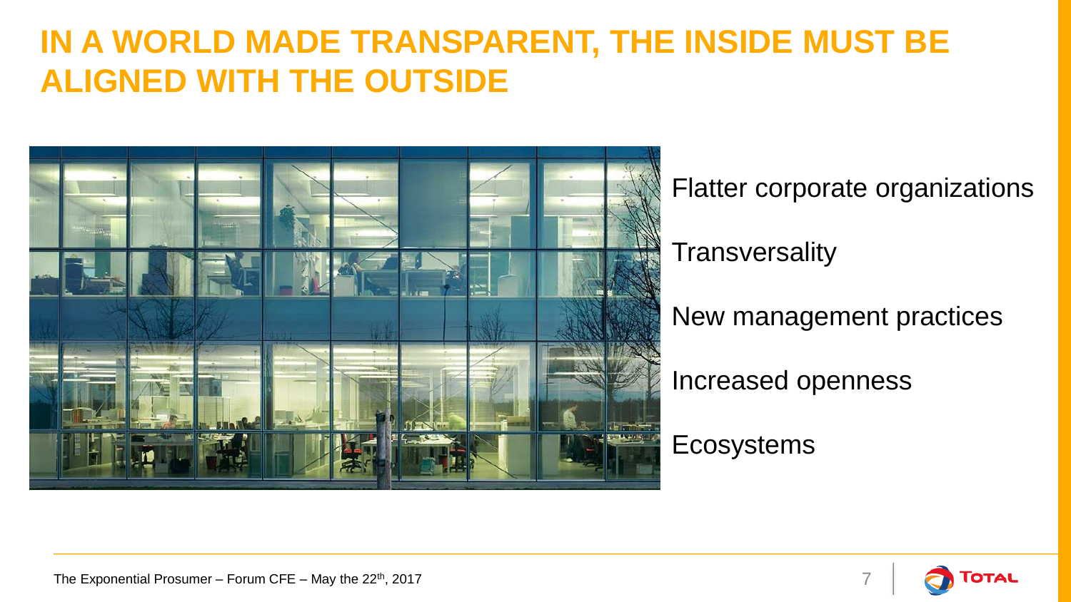# IN A WORLD MADE TRANSPARENT, THE INSIDE MUST BE ALIGNED WITH THE OUTSIDE

Flatter corporate organizations

Transversality

New management practices

Increased openness

Ecosystems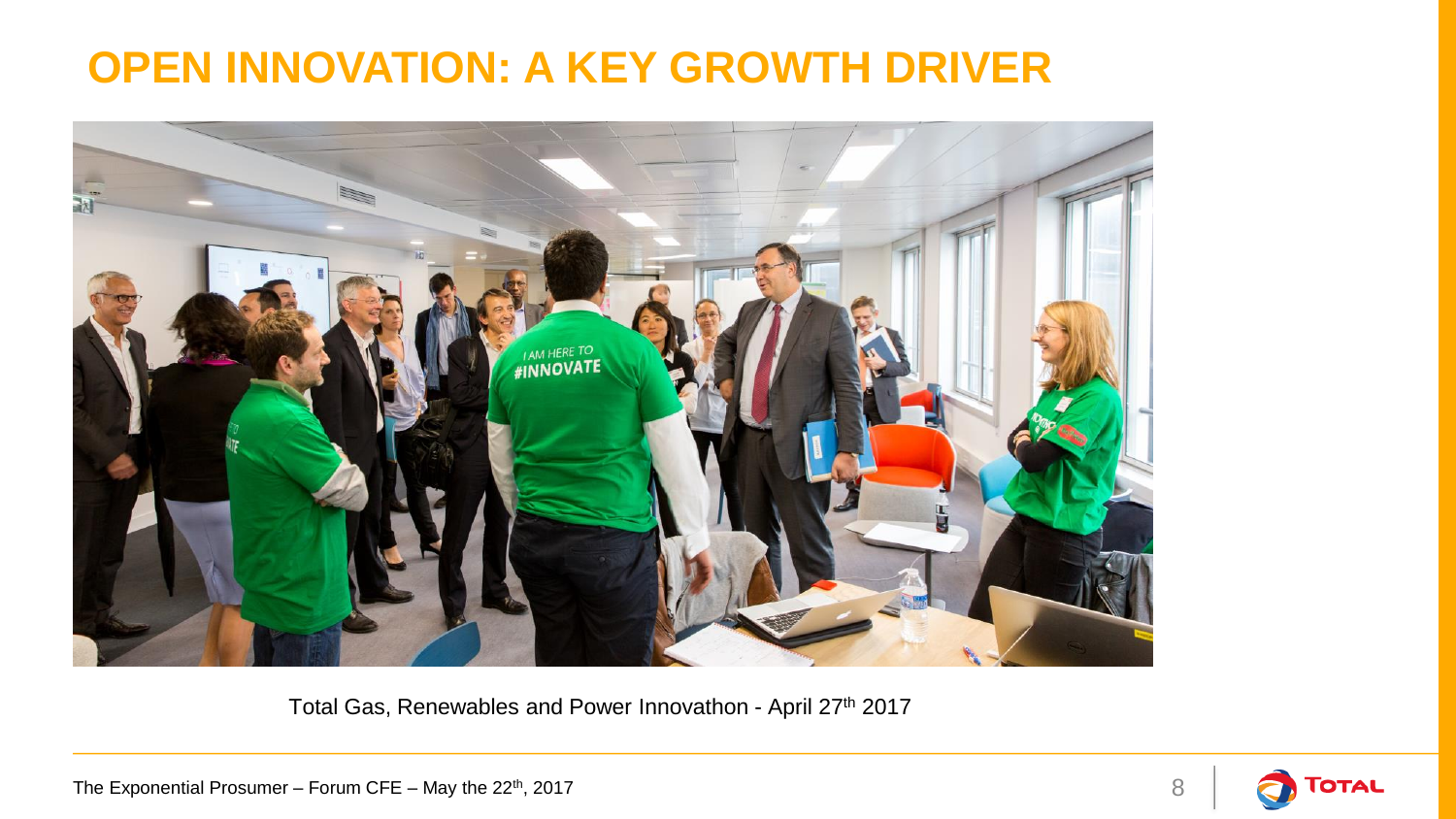# OPEN INNOVATION: A KEY GROWTH DRIVER

Total Gas, Renewables and Power Innovathon - April 27th 2017